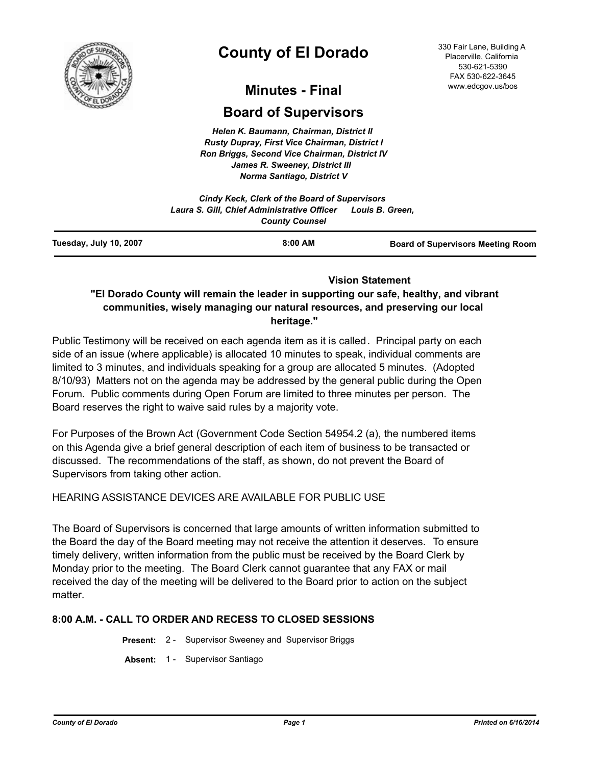# County of El Dorado

330 Fair Lane, Building A
Placerville, California
530-621-5390
FAX 530-622-3645
www.edcgov.us/bos

## Minutes - Final

## Board of Supervisors

*Helen K. Baumann, Chairman, District II*
*Rusty Dupray, First Vice Chairman, District I*
*Ron Briggs, Second Vice Chairman, District IV*
*James R. Sweeney, District III*
*Norma Santiago, District V*

*Cindy Keck, Clerk of the Board of Supervisors*
*Laura S. Gill, Chief Administrative Officer      Louis B. Green, County Counsel*

| Tuesday, July 10, 2007 | 8:00 AM | Board of Supervisors Meeting Room |
|---|---|---|

**Vision Statement**

**"El Dorado County will remain the leader in supporting our safe, healthy, and vibrant communities, wisely managing our natural resources, and preserving our local heritage."**

Public Testimony will be received on each agenda item as it is called. Principal party on each side of an issue (where applicable) is allocated 10 minutes to speak, individual comments are limited to 3 minutes, and individuals speaking for a group are allocated 5 minutes. (Adopted 8/10/93) Matters not on the agenda may be addressed by the general public during the Open Forum. Public comments during Open Forum are limited to three minutes per person. The Board reserves the right to waive said rules by a majority vote.

For Purposes of the Brown Act (Government Code Section 54954.2 (a), the numbered items on this Agenda give a brief general description of each item of business to be transacted or discussed. The recommendations of the staff, as shown, do not prevent the Board of Supervisors from taking other action.

HEARING ASSISTANCE DEVICES ARE AVAILABLE FOR PUBLIC USE

The Board of Supervisors is concerned that large amounts of written information submitted to the Board the day of the Board meeting may not receive the attention it deserves. To ensure timely delivery, written information from the public must be received by the Board Clerk by Monday prior to the meeting. The Board Clerk cannot guarantee that any FAX or mail received the day of the meeting will be delivered to the Board prior to action on the subject matter.

### 8:00 A.M. - CALL TO ORDER AND RECESS TO CLOSED SESSIONS

**Present:** 2 - Supervisor Sweeney and Supervisor Briggs

**Absent:** 1 - Supervisor Santiago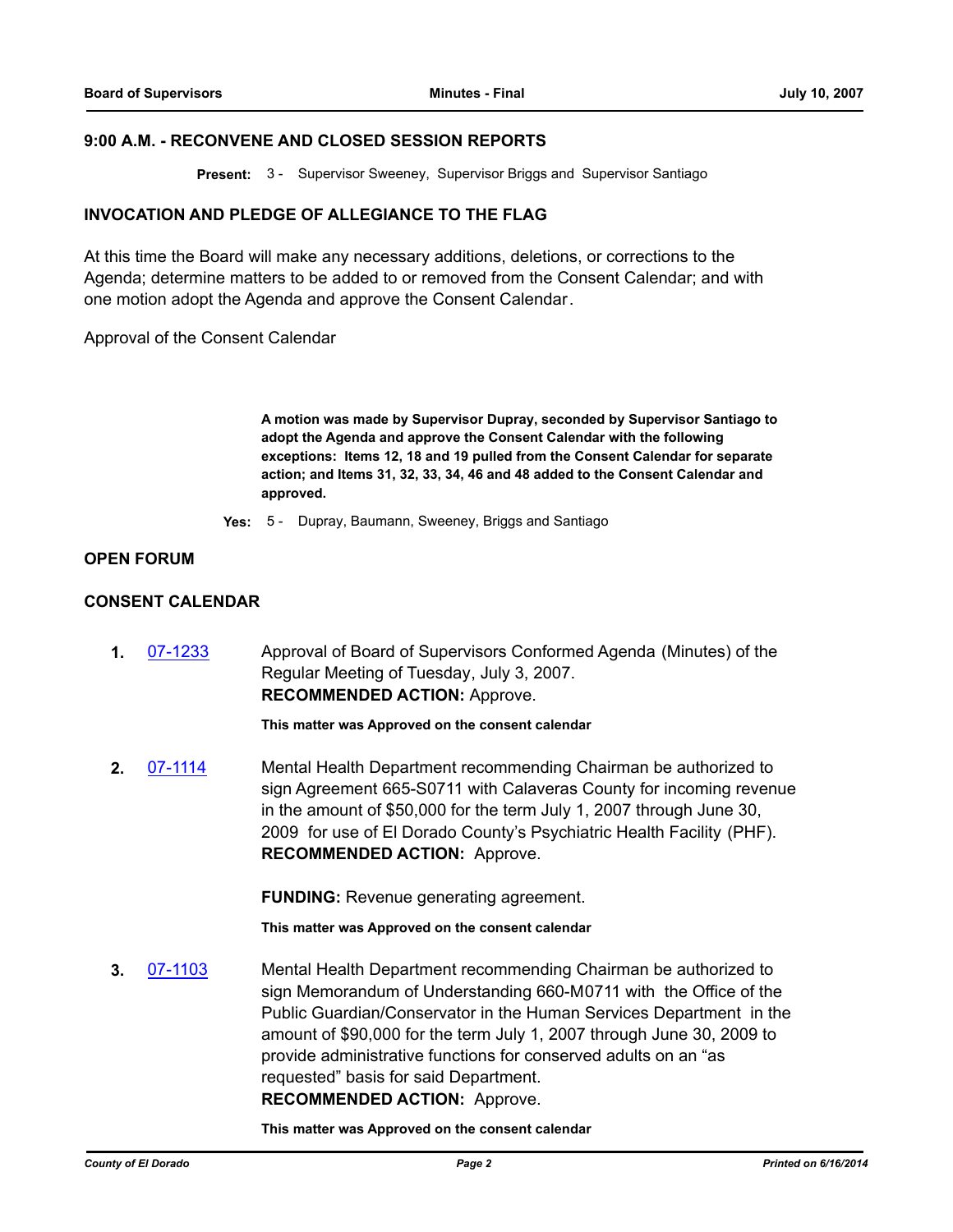## 9:00 A.M. - RECONVENE AND CLOSED SESSION REPORTS

**Present:** 3 - Supervisor Sweeney, Supervisor Briggs and Supervisor Santiago

## INVOCATION AND PLEDGE OF ALLEGIANCE TO THE FLAG

At this time the Board will make any necessary additions, deletions, or corrections to the Agenda; determine matters to be added to or removed from the Consent Calendar; and with one motion adopt the Agenda and approve the Consent Calendar.

Approval of the Consent Calendar

**A motion was made by Supervisor Dupray, seconded by Supervisor Santiago to adopt the Agenda and approve the Consent Calendar with the following exceptions: Items 12, 18 and 19 pulled from the Consent Calendar for separate action; and Items 31, 32, 33, 34, 46 and 48 added to the Consent Calendar and approved.**

**Yes:** 5 - Dupray, Baumann, Sweeney, Briggs and Santiago

## OPEN FORUM

## CONSENT CALENDAR

**1.** 07-1233 Approval of Board of Supervisors Conformed Agenda (Minutes) of the Regular Meeting of Tuesday, July 3, 2007.
**RECOMMENDED ACTION:** Approve.

**This matter was Approved on the consent calendar**

**2.** 07-1114 Mental Health Department recommending Chairman be authorized to sign Agreement 665-S0711 with Calaveras County for incoming revenue in the amount of $50,000 for the term July 1, 2007 through June 30, 2009 for use of El Dorado County's Psychiatric Health Facility (PHF).
**RECOMMENDED ACTION:** Approve.

**FUNDING:** Revenue generating agreement.

**This matter was Approved on the consent calendar**

**3.** 07-1103 Mental Health Department recommending Chairman be authorized to sign Memorandum of Understanding 660-M0711 with the Office of the Public Guardian/Conservator in the Human Services Department in the amount of $90,000 for the term July 1, 2007 through June 30, 2009 to provide administrative functions for conserved adults on an "as requested" basis for said Department.
**RECOMMENDED ACTION:** Approve.

**This matter was Approved on the consent calendar**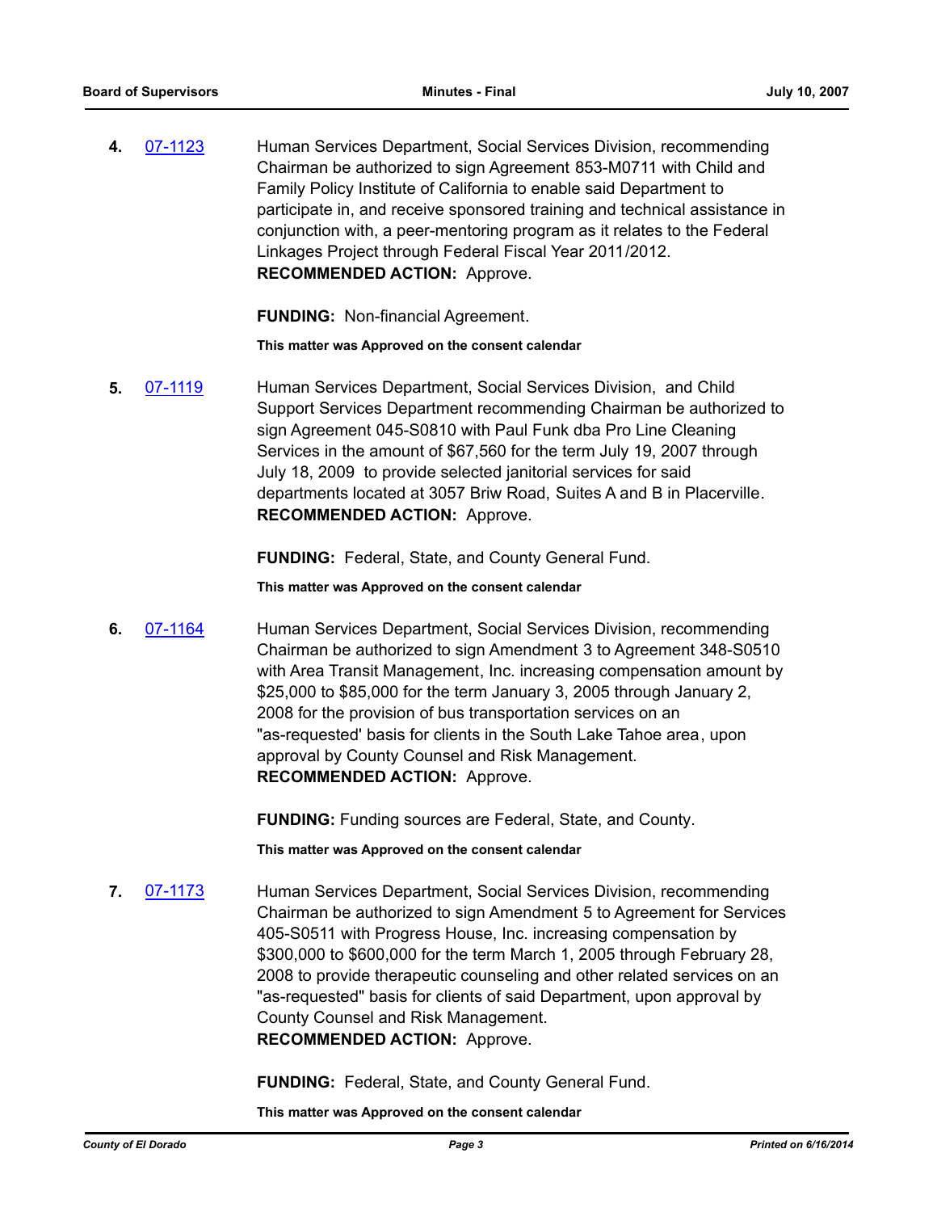**4.** [07-1123](07-1123) Human Services Department, Social Services Division, recommending Chairman be authorized to sign Agreement 853-M0711 with Child and Family Policy Institute of California to enable said Department to participate in, and receive sponsored training and technical assistance in conjunction with, a peer-mentoring program as it relates to the Federal Linkages Project through Federal Fiscal Year 2011/2012.
**RECOMMENDED ACTION:** Approve.

**FUNDING:** Non-financial Agreement.

**This matter was Approved on the consent calendar**

**5.** [07-1119](07-1119) Human Services Department, Social Services Division, and Child Support Services Department recommending Chairman be authorized to sign Agreement 045-S0810 with Paul Funk dba Pro Line Cleaning Services in the amount of $67,560 for the term July 19, 2007 through July 18, 2009 to provide selected janitorial services for said departments located at 3057 Briw Road, Suites A and B in Placerville.
**RECOMMENDED ACTION:** Approve.

**FUNDING:** Federal, State, and County General Fund.

**This matter was Approved on the consent calendar**

**6.** [07-1164](07-1164) Human Services Department, Social Services Division, recommending Chairman be authorized to sign Amendment 3 to Agreement 348-S0510 with Area Transit Management, Inc. increasing compensation amount by $25,000 to $85,000 for the term January 3, 2005 through January 2, 2008 for the provision of bus transportation services on an "as-requested' basis for clients in the South Lake Tahoe area, upon approval by County Counsel and Risk Management.
**RECOMMENDED ACTION:** Approve.

**FUNDING:** Funding sources are Federal, State, and County.

**This matter was Approved on the consent calendar**

**7.** [07-1173](07-1173) Human Services Department, Social Services Division, recommending Chairman be authorized to sign Amendment 5 to Agreement for Services 405-S0511 with Progress House, Inc. increasing compensation by $300,000 to $600,000 for the term March 1, 2005 through February 28, 2008 to provide therapeutic counseling and other related services on an "as-requested" basis for clients of said Department, upon approval by County Counsel and Risk Management.
**RECOMMENDED ACTION:** Approve.

**FUNDING:** Federal, State, and County General Fund.

**This matter was Approved on the consent calendar**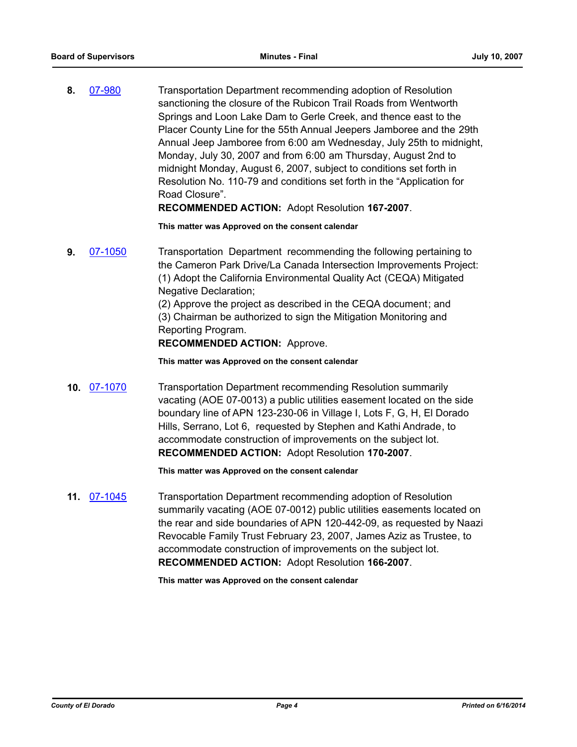**8.** 07-980 Transportation Department recommending adoption of Resolution sanctioning the closure of the Rubicon Trail Roads from Wentworth Springs and Loon Lake Dam to Gerle Creek, and thence east to the Placer County Line for the 55th Annual Jeepers Jamboree and the 29th Annual Jeep Jamboree from 6:00 am Wednesday, July 25th to midnight, Monday, July 30, 2007 and from 6:00 am Thursday, August 2nd to midnight Monday, August 6, 2007, subject to conditions set forth in Resolution No. 110-79 and conditions set forth in the "Application for Road Closure".

**RECOMMENDED ACTION:** Adopt Resolution **167-2007**.

**This matter was Approved on the consent calendar**

**9.** 07-1050 Transportation Department recommending the following pertaining to the Cameron Park Drive/La Canada Intersection Improvements Project:
(1) Adopt the California Environmental Quality Act (CEQA) Mitigated Negative Declaration;
(2) Approve the project as described in the CEQA document; and
(3) Chairman be authorized to sign the Mitigation Monitoring and Reporting Program.

**RECOMMENDED ACTION:** Approve.

**This matter was Approved on the consent calendar**

**10.** 07-1070 Transportation Department recommending Resolution summarily vacating (AOE 07-0013) a public utilities easement located on the side boundary line of APN 123-230-06 in Village I, Lots F, G, H, El Dorado Hills, Serrano, Lot 6, requested by Stephen and Kathi Andrade, to accommodate construction of improvements on the subject lot.

**RECOMMENDED ACTION:** Adopt Resolution **170-2007**.

**This matter was Approved on the consent calendar**

**11.** 07-1045 Transportation Department recommending adoption of Resolution summarily vacating (AOE 07-0012) public utilities easements located on the rear and side boundaries of APN 120-442-09, as requested by Naazi Revocable Family Trust February 23, 2007, James Aziz as Trustee, to accommodate construction of improvements on the subject lot.

**RECOMMENDED ACTION:** Adopt Resolution **166-2007**.

**This matter was Approved on the consent calendar**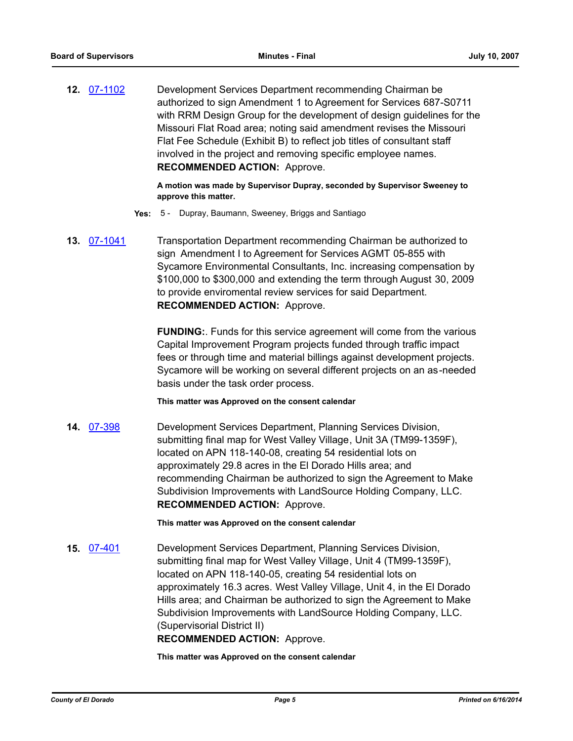**12.** 07-1102 Development Services Department recommending Chairman be authorized to sign Amendment 1 to Agreement for Services 687-S0711 with RRM Design Group for the development of design guidelines for the Missouri Flat Road area; noting said amendment revises the Missouri Flat Fee Schedule (Exhibit B) to reflect job titles of consultant staff involved in the project and removing specific employee names.
**RECOMMENDED ACTION:** Approve.

**A motion was made by Supervisor Dupray, seconded by Supervisor Sweeney to approve this matter.**

**Yes:** 5 - Dupray, Baumann, Sweeney, Briggs and Santiago

**13.** 07-1041 Transportation Department recommending Chairman be authorized to sign Amendment I to Agreement for Services AGMT 05-855 with Sycamore Environmental Consultants, Inc. increasing compensation by $100,000 to $300,000 and extending the term through August 30, 2009 to provide enviromental review services for said Department.
**RECOMMENDED ACTION:** Approve.

**FUNDING:**. Funds for this service agreement will come from the various Capital Improvement Program projects funded through traffic impact fees or through time and material billings against development projects. Sycamore will be working on several different projects on an as-needed basis under the task order process.

**This matter was Approved on the consent calendar**

**14.** 07-398 Development Services Department, Planning Services Division, submitting final map for West Valley Village, Unit 3A (TM99-1359F), located on APN 118-140-08, creating 54 residential lots on approximately 29.8 acres in the El Dorado Hills area; and recommending Chairman be authorized to sign the Agreement to Make Subdivision Improvements with LandSource Holding Company, LLC.
**RECOMMENDED ACTION:** Approve.

**This matter was Approved on the consent calendar**

**15.** 07-401 Development Services Department, Planning Services Division, submitting final map for West Valley Village, Unit 4 (TM99-1359F), located on APN 118-140-05, creating 54 residential lots on approximately 16.3 acres. West Valley Village, Unit 4, in the El Dorado Hills area; and Chairman be authorized to sign the Agreement to Make Subdivision Improvements with LandSource Holding Company, LLC. (Supervisorial District II)
**RECOMMENDED ACTION:** Approve.

**This matter was Approved on the consent calendar**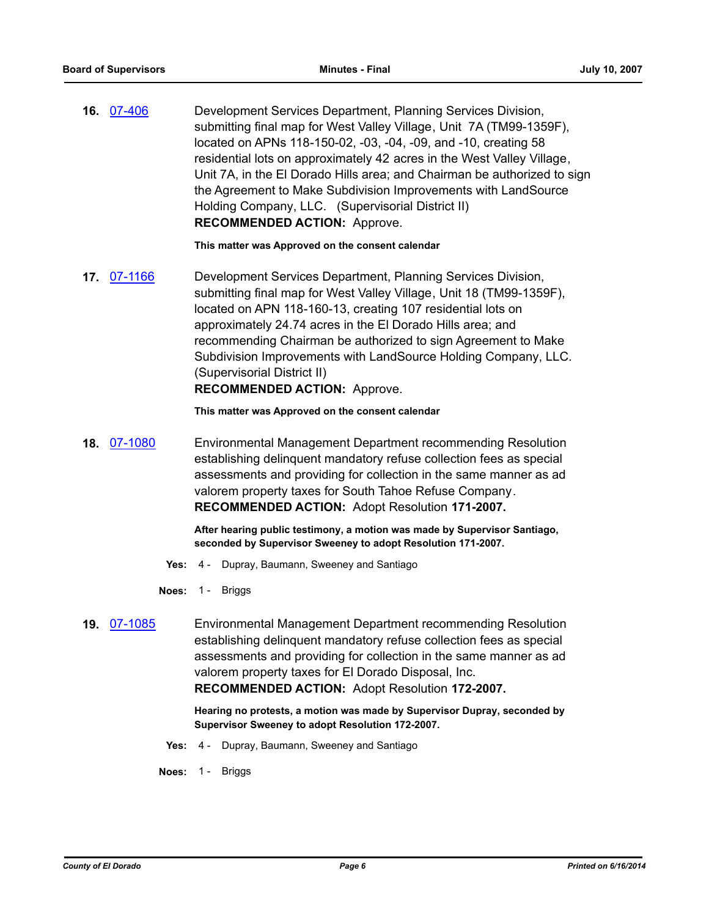**16.** 07-406

Development Services Department, Planning Services Division, submitting final map for West Valley Village, Unit 7A (TM99-1359F), located on APNs 118-150-02, -03, -04, -09, and -10, creating 58 residential lots on approximately 42 acres in the West Valley Village, Unit 7A, in the El Dorado Hills area; and Chairman be authorized to sign the Agreement to Make Subdivision Improvements with LandSource Holding Company, LLC. (Supervisorial District II)

**RECOMMENDED ACTION:** Approve.

**This matter was Approved on the consent calendar**

**17.** 07-1166

Development Services Department, Planning Services Division, submitting final map for West Valley Village, Unit 18 (TM99-1359F), located on APN 118-160-13, creating 107 residential lots on approximately 24.74 acres in the El Dorado Hills area; and recommending Chairman be authorized to sign Agreement to Make Subdivision Improvements with LandSource Holding Company, LLC. (Supervisorial District II)

**RECOMMENDED ACTION:** Approve.

**This matter was Approved on the consent calendar**

**18.** 07-1080

Environmental Management Department recommending Resolution establishing delinquent mandatory refuse collection fees as special assessments and providing for collection in the same manner as ad valorem property taxes for South Tahoe Refuse Company.

**RECOMMENDED ACTION:** Adopt Resolution **171-2007.**

**After hearing public testimony, a motion was made by Supervisor Santiago, seconded by Supervisor Sweeney to adopt Resolution 171-2007.**

**Yes:** 4 - Dupray, Baumann, Sweeney and Santiago

**Noes:** 1 - Briggs

**19.** 07-1085

Environmental Management Department recommending Resolution establishing delinquent mandatory refuse collection fees as special assessments and providing for collection in the same manner as ad valorem property taxes for El Dorado Disposal, Inc.

**RECOMMENDED ACTION:** Adopt Resolution **172-2007.**

**Hearing no protests, a motion was made by Supervisor Dupray, seconded by Supervisor Sweeney to adopt Resolution 172-2007.**

**Yes:** 4 - Dupray, Baumann, Sweeney and Santiago

**Noes:** 1 - Briggs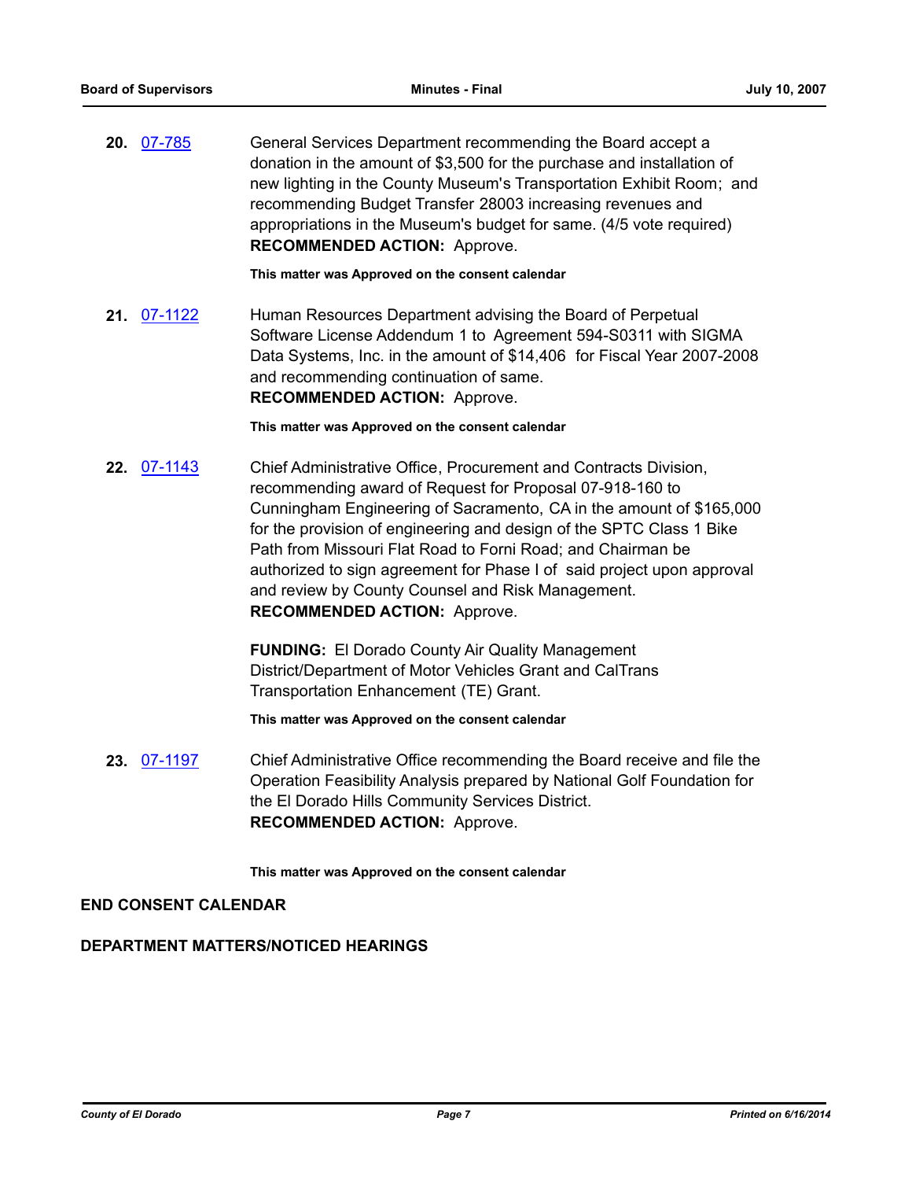**20.** 07-785 General Services Department recommending the Board accept a donation in the amount of $3,500 for the purchase and installation of new lighting in the County Museum's Transportation Exhibit Room; and recommending Budget Transfer 28003 increasing revenues and appropriations in the Museum's budget for same. (4/5 vote required)

**RECOMMENDED ACTION:** Approve.

**This matter was Approved on the consent calendar**

**21.** 07-1122 Human Resources Department advising the Board of Perpetual Software License Addendum 1 to Agreement 594-S0311 with SIGMA Data Systems, Inc. in the amount of $14,406 for Fiscal Year 2007-2008 and recommending continuation of same.

**RECOMMENDED ACTION:** Approve.

**This matter was Approved on the consent calendar**

**22.** 07-1143 Chief Administrative Office, Procurement and Contracts Division, recommending award of Request for Proposal 07-918-160 to Cunningham Engineering of Sacramento, CA in the amount of $165,000 for the provision of engineering and design of the SPTC Class 1 Bike Path from Missouri Flat Road to Forni Road; and Chairman be authorized to sign agreement for Phase I of said project upon approval and review by County Counsel and Risk Management.

**RECOMMENDED ACTION:** Approve.

**FUNDING:** El Dorado County Air Quality Management District/Department of Motor Vehicles Grant and CalTrans Transportation Enhancement (TE) Grant.

**This matter was Approved on the consent calendar**

**23.** 07-1197 Chief Administrative Office recommending the Board receive and file the Operation Feasibility Analysis prepared by National Golf Foundation for the El Dorado Hills Community Services District.

**RECOMMENDED ACTION:** Approve.

**This matter was Approved on the consent calendar**

## END CONSENT CALENDAR

## DEPARTMENT MATTERS/NOTICED HEARINGS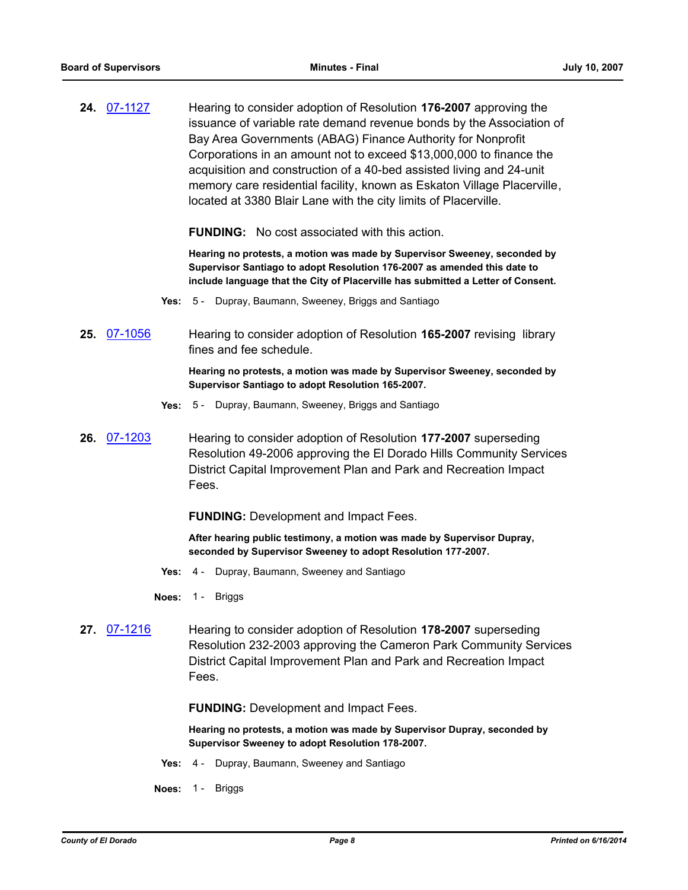**24.** 07-1127 Hearing to consider adoption of Resolution **176-2007** approving the issuance of variable rate demand revenue bonds by the Association of Bay Area Governments (ABAG) Finance Authority for Nonprofit Corporations in an amount not to exceed $13,000,000 to finance the acquisition and construction of a 40-bed assisted living and 24-unit memory care residential facility, known as Eskaton Village Placerville, located at 3380 Blair Lane with the city limits of Placerville.

**FUNDING:** No cost associated with this action.

**Hearing no protests, a motion was made by Supervisor Sweeney, seconded by Supervisor Santiago to adopt Resolution 176-2007 as amended this date to include language that the City of Placerville has submitted a Letter of Consent.**

**Yes:** 5 - Dupray, Baumann, Sweeney, Briggs and Santiago

**25.** 07-1056 Hearing to consider adoption of Resolution **165-2007** revising library fines and fee schedule.

**Hearing no protests, a motion was made by Supervisor Sweeney, seconded by Supervisor Santiago to adopt Resolution 165-2007.**

**Yes:** 5 - Dupray, Baumann, Sweeney, Briggs and Santiago

**26.** 07-1203 Hearing to consider adoption of Resolution **177-2007** superseding Resolution 49-2006 approving the El Dorado Hills Community Services District Capital Improvement Plan and Park and Recreation Impact Fees.

**FUNDING:** Development and Impact Fees.

**After hearing public testimony, a motion was made by Supervisor Dupray, seconded by Supervisor Sweeney to adopt Resolution 177-2007.**

**Yes:** 4 - Dupray, Baumann, Sweeney and Santiago

**Noes:** 1 - Briggs

**27.** 07-1216 Hearing to consider adoption of Resolution **178-2007** superseding Resolution 232-2003 approving the Cameron Park Community Services District Capital Improvement Plan and Park and Recreation Impact Fees.

**FUNDING:** Development and Impact Fees.

**Hearing no protests, a motion was made by Supervisor Dupray, seconded by Supervisor Sweeney to adopt Resolution 178-2007.**

**Yes:** 4 - Dupray, Baumann, Sweeney and Santiago

**Noes:** 1 - Briggs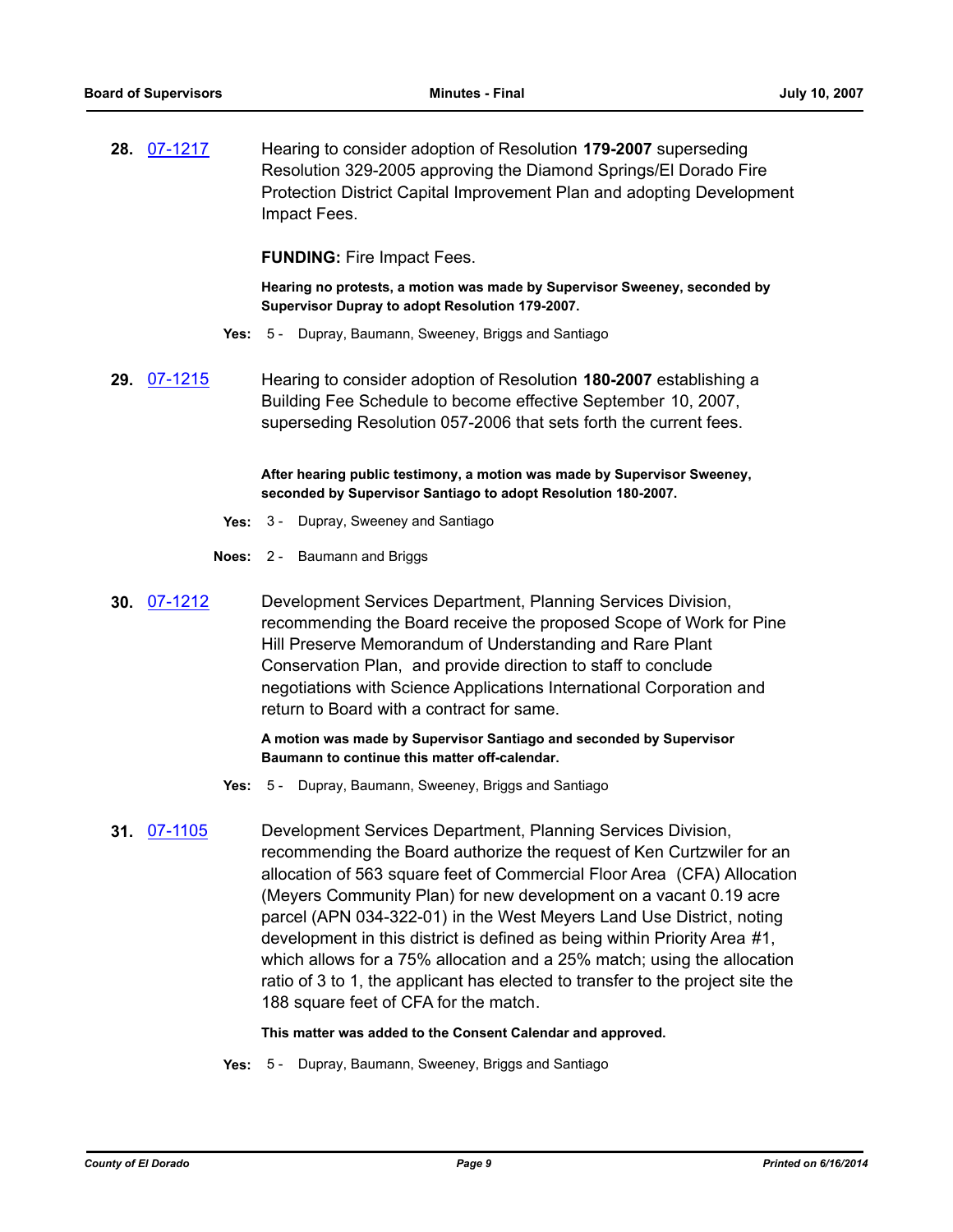**28.** 07-1217 Hearing to consider adoption of Resolution **179-2007** superseding Resolution 329-2005 approving the Diamond Springs/El Dorado Fire Protection District Capital Improvement Plan and adopting Development Impact Fees.

**FUNDING:** Fire Impact Fees.

**Hearing no protests, a motion was made by Supervisor Sweeney, seconded by Supervisor Dupray to adopt Resolution 179-2007.**

**Yes:** 5 - Dupray, Baumann, Sweeney, Briggs and Santiago

**29.** 07-1215 Hearing to consider adoption of Resolution **180-2007** establishing a Building Fee Schedule to become effective September 10, 2007, superseding Resolution 057-2006 that sets forth the current fees.

**After hearing public testimony, a motion was made by Supervisor Sweeney, seconded by Supervisor Santiago to adopt Resolution 180-2007.**

**Yes:** 3 - Dupray, Sweeney and Santiago

**Noes:** 2 - Baumann and Briggs

**30.** 07-1212 Development Services Department, Planning Services Division, recommending the Board receive the proposed Scope of Work for Pine Hill Preserve Memorandum of Understanding and Rare Plant Conservation Plan, and provide direction to staff to conclude negotiations with Science Applications International Corporation and return to Board with a contract for same.

**A motion was made by Supervisor Santiago and seconded by Supervisor Baumann to continue this matter off-calendar.**

**Yes:** 5 - Dupray, Baumann, Sweeney, Briggs and Santiago

**31.** 07-1105 Development Services Department, Planning Services Division, recommending the Board authorize the request of Ken Curtzwiler for an allocation of 563 square feet of Commercial Floor Area (CFA) Allocation (Meyers Community Plan) for new development on a vacant 0.19 acre parcel (APN 034-322-01) in the West Meyers Land Use District, noting development in this district is defined as being within Priority Area #1, which allows for a 75% allocation and a 25% match; using the allocation ratio of 3 to 1, the applicant has elected to transfer to the project site the 188 square feet of CFA for the match.

**This matter was added to the Consent Calendar and approved.**

**Yes:** 5 - Dupray, Baumann, Sweeney, Briggs and Santiago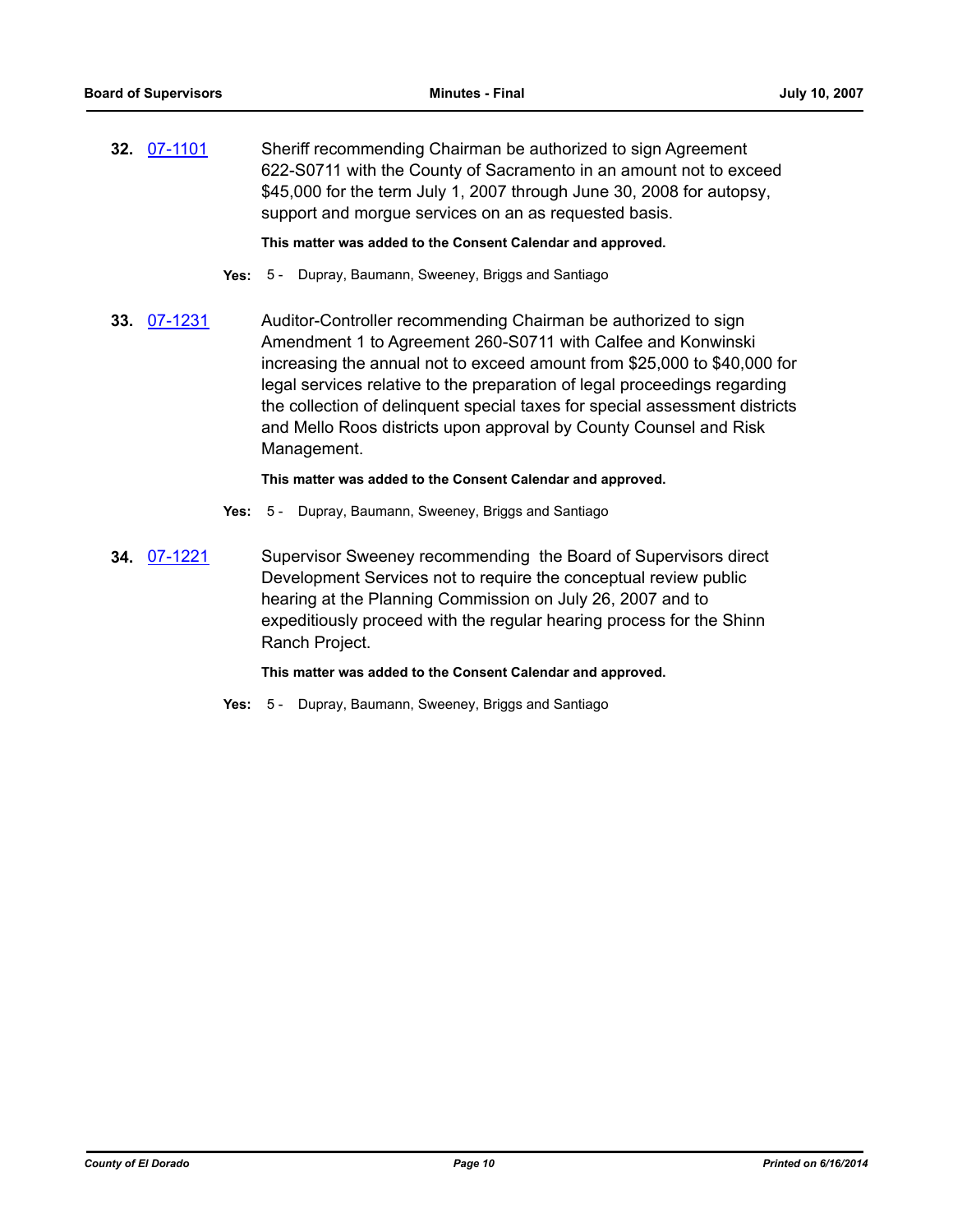**32.** 07-1101 Sheriff recommending Chairman be authorized to sign Agreement 622-S0711 with the County of Sacramento in an amount not to exceed $45,000 for the term July 1, 2007 through June 30, 2008 for autopsy, support and morgue services on an as requested basis.

**This matter was added to the Consent Calendar and approved.**

**Yes:** 5 - Dupray, Baumann, Sweeney, Briggs and Santiago

**33.** 07-1231 Auditor-Controller recommending Chairman be authorized to sign Amendment 1 to Agreement 260-S0711 with Calfee and Konwinski increasing the annual not to exceed amount from $25,000 to $40,000 for legal services relative to the preparation of legal proceedings regarding the collection of delinquent special taxes for special assessment districts and Mello Roos districts upon approval by County Counsel and Risk Management.

**This matter was added to the Consent Calendar and approved.**

**Yes:** 5 - Dupray, Baumann, Sweeney, Briggs and Santiago

**34.** 07-1221 Supervisor Sweeney recommending the Board of Supervisors direct Development Services not to require the conceptual review public hearing at the Planning Commission on July 26, 2007 and to expeditiously proceed with the regular hearing process for the Shinn Ranch Project.

**This matter was added to the Consent Calendar and approved.**

**Yes:** 5 - Dupray, Baumann, Sweeney, Briggs and Santiago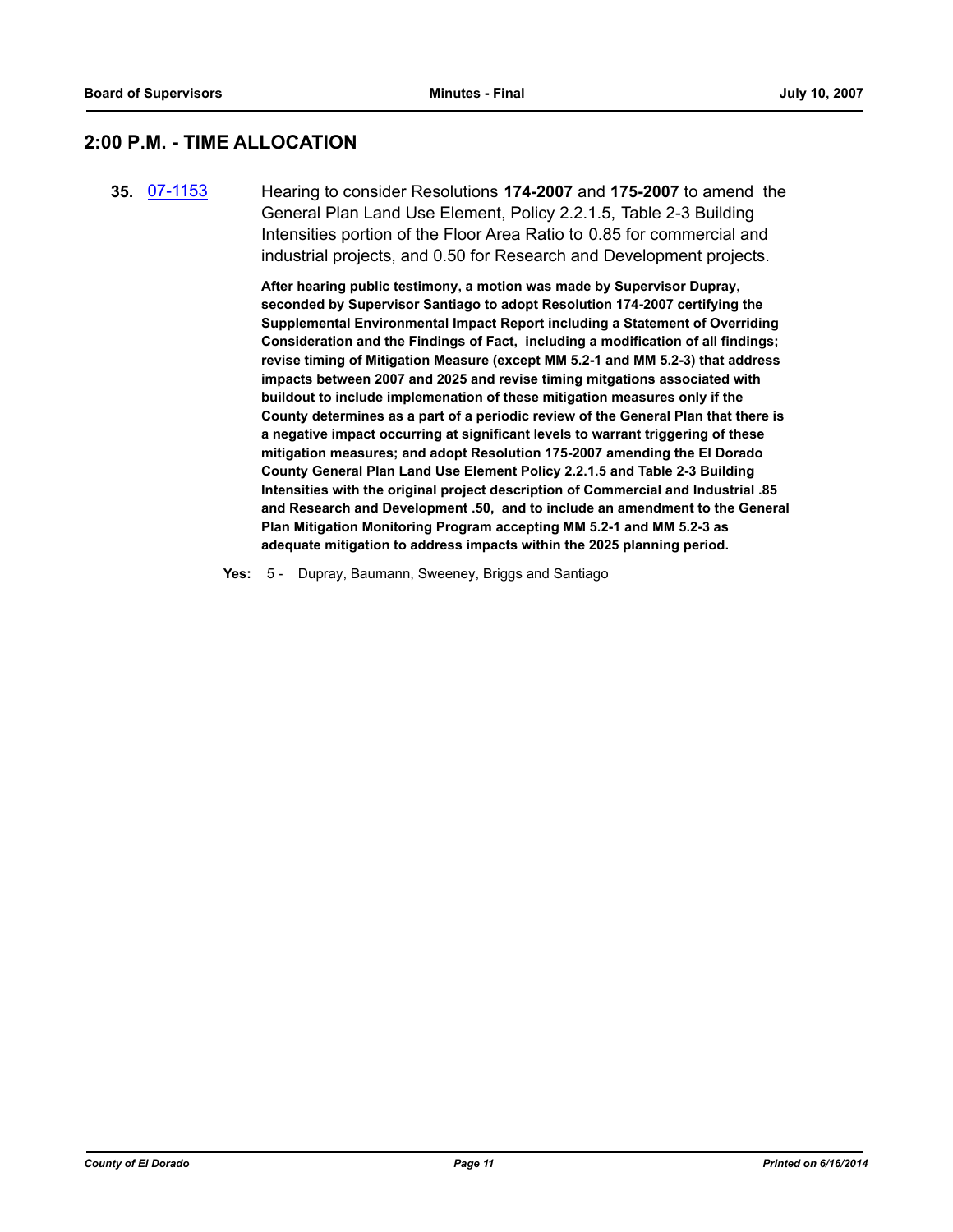## 2:00 P.M. - TIME ALLOCATION

**35.** [07-1153](07-1153) Hearing to consider Resolutions **174-2007** and **175-2007** to amend the General Plan Land Use Element, Policy 2.2.1.5, Table 2-3 Building Intensities portion of the Floor Area Ratio to 0.85 for commercial and industrial projects, and 0.50 for Research and Development projects.

**After hearing public testimony, a motion was made by Supervisor Dupray, seconded by Supervisor Santiago to adopt Resolution 174-2007 certifying the Supplemental Environmental Impact Report including a Statement of Overriding Consideration and the Findings of Fact, including a modification of all findings; revise timing of Mitigation Measure (except MM 5.2-1 and MM 5.2-3) that address impacts between 2007 and 2025 and revise timing mitgations associated with buildout to include implemenation of these mitigation measures only if the County determines as a part of a periodic review of the General Plan that there is a negative impact occurring at significant levels to warrant triggering of these mitigation measures; and adopt Resolution 175-2007 amending the El Dorado County General Plan Land Use Element Policy 2.2.1.5 and Table 2-3 Building Intensities with the original project description of Commercial and Industrial .85 and Research and Development .50, and to include an amendment to the General Plan Mitigation Monitoring Program accepting MM 5.2-1 and MM 5.2-3 as adequate mitigation to address impacts within the 2025 planning period.**

**Yes:** 5 - Dupray, Baumann, Sweeney, Briggs and Santiago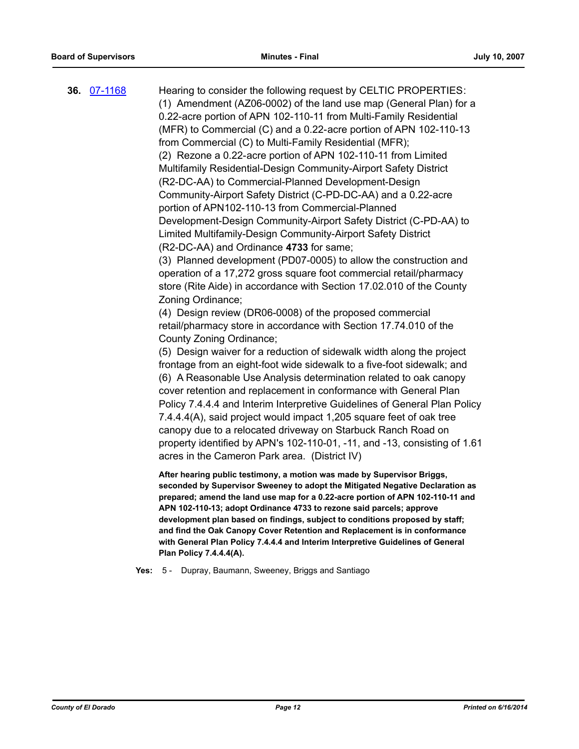**36.** [07-1168](07-1168) Hearing to consider the following request by CELTIC PROPERTIES:

(1) Amendment (AZ06-0002) of the land use map (General Plan) for a 0.22-acre portion of APN 102-110-11 from Multi-Family Residential (MFR) to Commercial (C) and a 0.22-acre portion of APN 102-110-13 from Commercial (C) to Multi-Family Residential (MFR);

(2) Rezone a 0.22-acre portion of APN 102-110-11 from Limited Multifamily Residential-Design Community-Airport Safety District (R2-DC-AA) to Commercial-Planned Development-Design Community-Airport Safety District (C-PD-DC-AA) and a 0.22-acre portion of APN102-110-13 from Commercial-Planned Development-Design Community-Airport Safety District (C-PD-AA) to Limited Multifamily-Design Community-Airport Safety District (R2-DC-AA) and Ordinance **4733** for same;

(3) Planned development (PD07-0005) to allow the construction and operation of a 17,272 gross square foot commercial retail/pharmacy store (Rite Aide) in accordance with Section 17.02.010 of the County Zoning Ordinance;

(4) Design review (DR06-0008) of the proposed commercial retail/pharmacy store in accordance with Section 17.74.010 of the County Zoning Ordinance;

(5) Design waiver for a reduction of sidewalk width along the project frontage from an eight-foot wide sidewalk to a five-foot sidewalk; and

(6) A Reasonable Use Analysis determination related to oak canopy cover retention and replacement in conformance with General Plan Policy 7.4.4.4 and Interim Interpretive Guidelines of General Plan Policy 7.4.4.4(A), said project would impact 1,205 square feet of oak tree canopy due to a relocated driveway on Starbuck Ranch Road on property identified by APN's 102-110-01, -11, and -13, consisting of 1.61 acres in the Cameron Park area. (District IV)

**After hearing public testimony, a motion was made by Supervisor Briggs, seconded by Supervisor Sweeney to adopt the Mitigated Negative Declaration as prepared; amend the land use map for a 0.22-acre portion of APN 102-110-11 and APN 102-110-13; adopt Ordinance 4733 to rezone said parcels; approve development plan based on findings, subject to conditions proposed by staff; and find the Oak Canopy Cover Retention and Replacement is in conformance with General Plan Policy 7.4.4.4 and Interim Interpretive Guidelines of General Plan Policy 7.4.4.4(A).**

**Yes:** 5 - Dupray, Baumann, Sweeney, Briggs and Santiago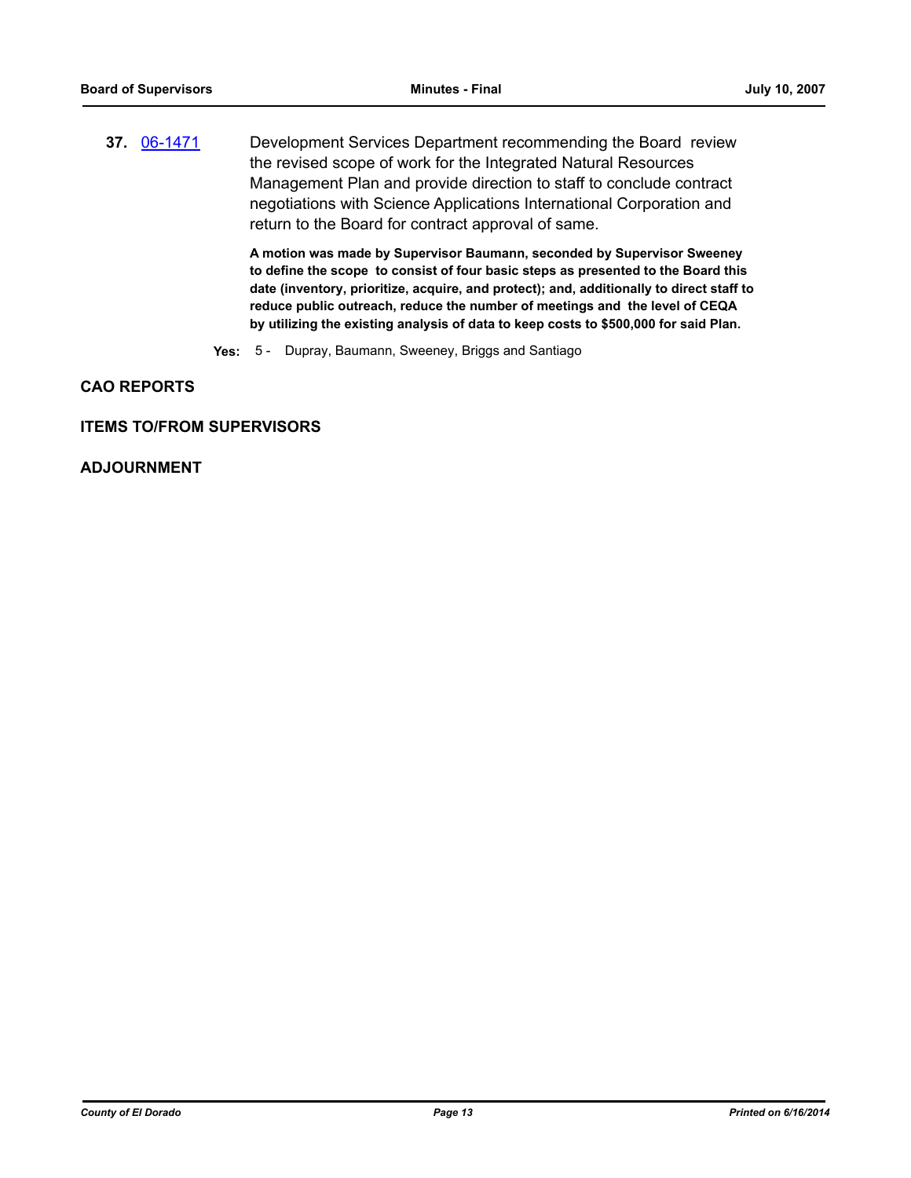**37.** [06-1471] Development Services Department recommending the Board review the revised scope of work for the Integrated Natural Resources Management Plan and provide direction to staff to conclude contract negotiations with Science Applications International Corporation and return to the Board for contract approval of same.

**A motion was made by Supervisor Baumann, seconded by Supervisor Sweeney to define the scope to consist of four basic steps as presented to the Board this date (inventory, prioritize, acquire, and protect); and, additionally to direct staff to reduce public outreach, reduce the number of meetings and the level of CEQA by utilizing the existing analysis of data to keep costs to $500,000 for said Plan.**

**Yes:** 5 - Dupray, Baumann, Sweeney, Briggs and Santiago

## CAO REPORTS

## ITEMS TO/FROM SUPERVISORS

## ADJOURNMENT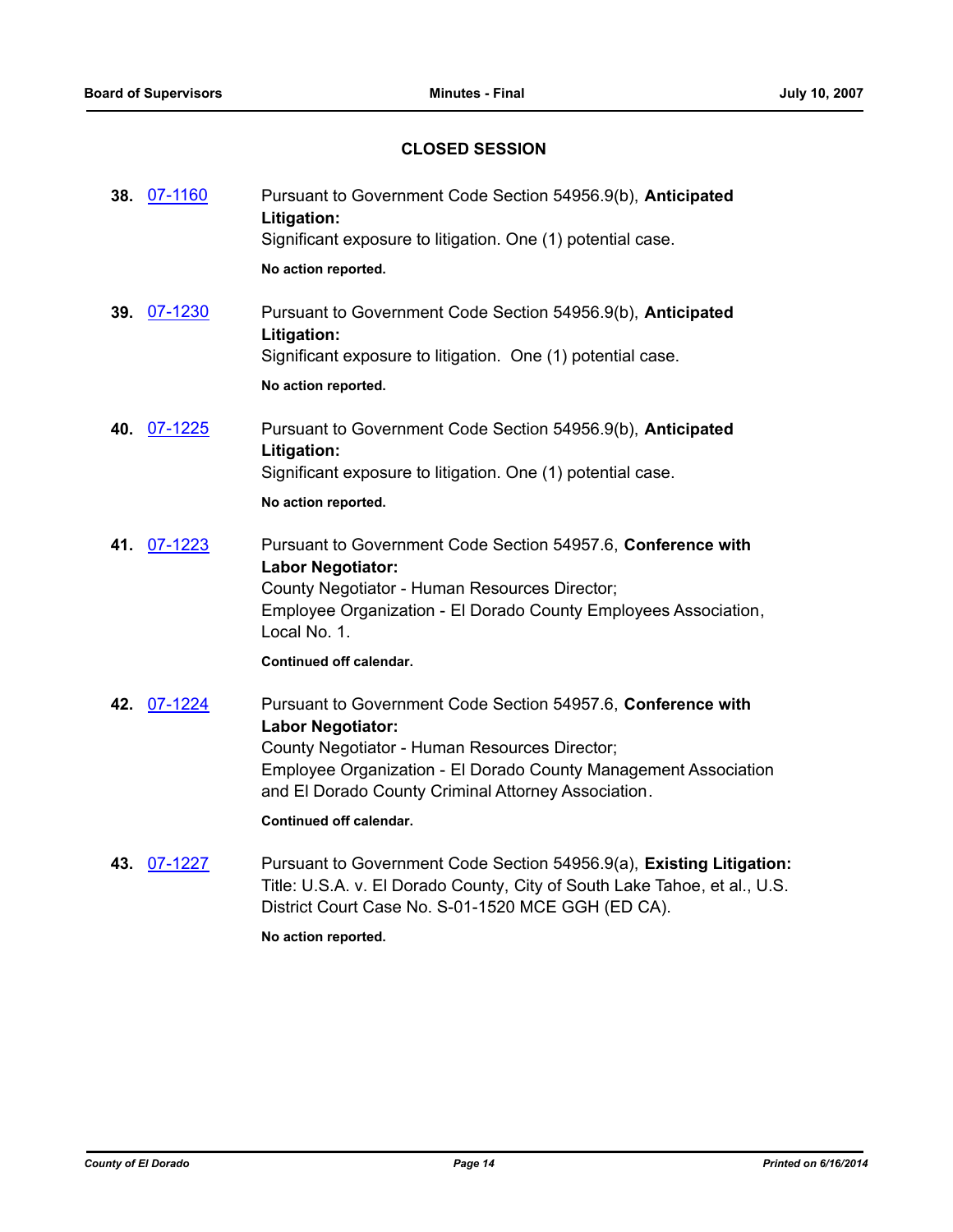## CLOSED SESSION

**38.** 07-1160 Pursuant to Government Code Section 54956.9(b), **Anticipated Litigation:**
Significant exposure to litigation. One (1) potential case.

**No action reported.**

**39.** 07-1230 Pursuant to Government Code Section 54956.9(b), **Anticipated Litigation:**
Significant exposure to litigation. One (1) potential case.

**No action reported.**

**40.** 07-1225 Pursuant to Government Code Section 54956.9(b), **Anticipated Litigation:**
Significant exposure to litigation. One (1) potential case.

**No action reported.**

**41.** 07-1223 Pursuant to Government Code Section 54957.6, **Conference with Labor Negotiator:**
County Negotiator - Human Resources Director;
Employee Organization - El Dorado County Employees Association, Local No. 1.

**Continued off calendar.**

**42.** 07-1224 Pursuant to Government Code Section 54957.6, **Conference with Labor Negotiator:**
County Negotiator - Human Resources Director;
Employee Organization - El Dorado County Management Association and El Dorado County Criminal Attorney Association.

**Continued off calendar.**

**43.** 07-1227 Pursuant to Government Code Section 54956.9(a), **Existing Litigation:**
Title: U.S.A. v. El Dorado County, City of South Lake Tahoe, et al., U.S. District Court Case No. S-01-1520 MCE GGH (ED CA).

**No action reported.**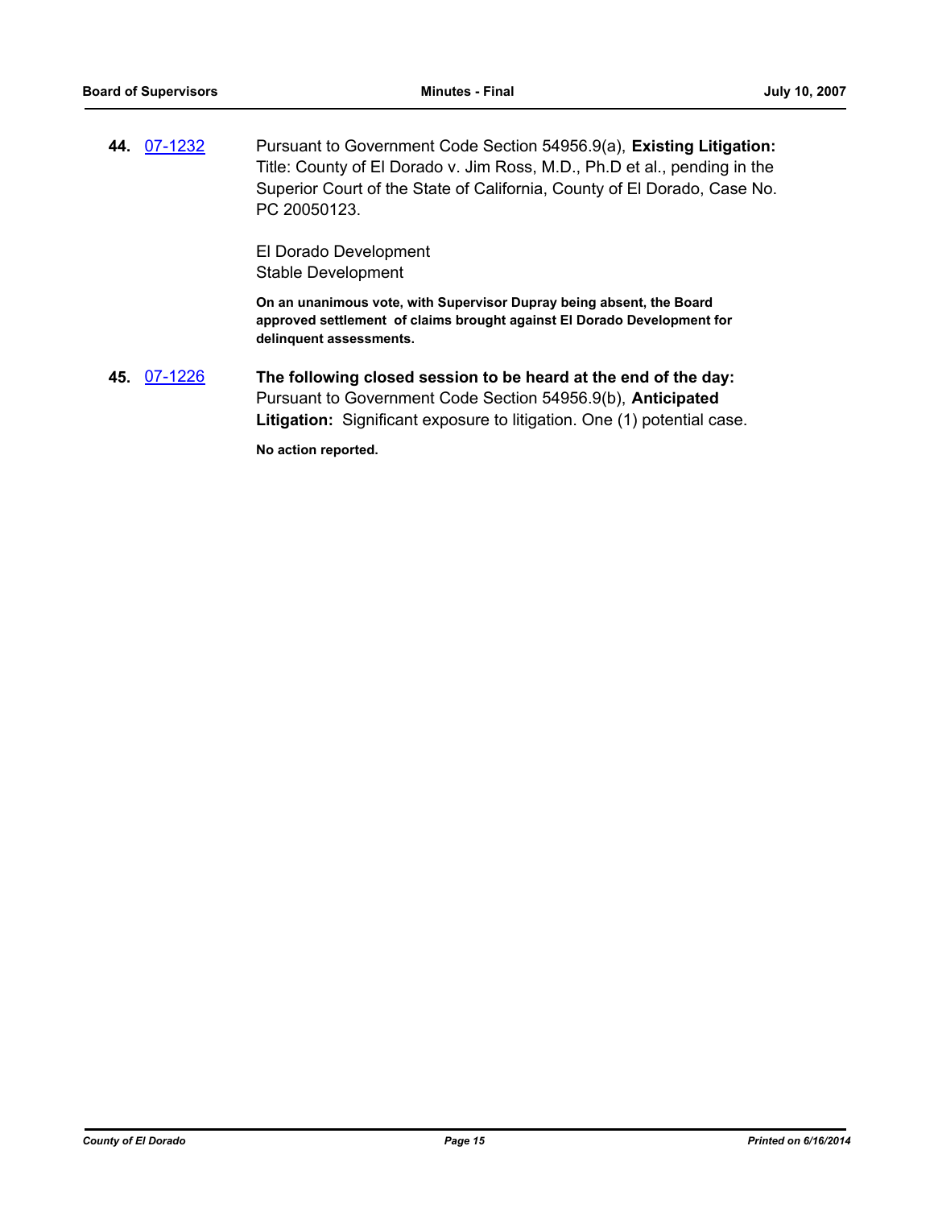**44.** 07-1232 Pursuant to Government Code Section 54956.9(a), **Existing Litigation:** Title: County of El Dorado v. Jim Ross, M.D., Ph.D et al., pending in the Superior Court of the State of California, County of El Dorado, Case No. PC 20050123.

El Dorado Development
Stable Development

**On an unanimous vote, with Supervisor Dupray being absent, the Board approved settlement of claims brought against El Dorado Development for delinquent assessments.**

**45.** 07-1226 **The following closed session to be heard at the end of the day:** Pursuant to Government Code Section 54956.9(b), **Anticipated Litigation:** Significant exposure to litigation. One (1) potential case.

**No action reported.**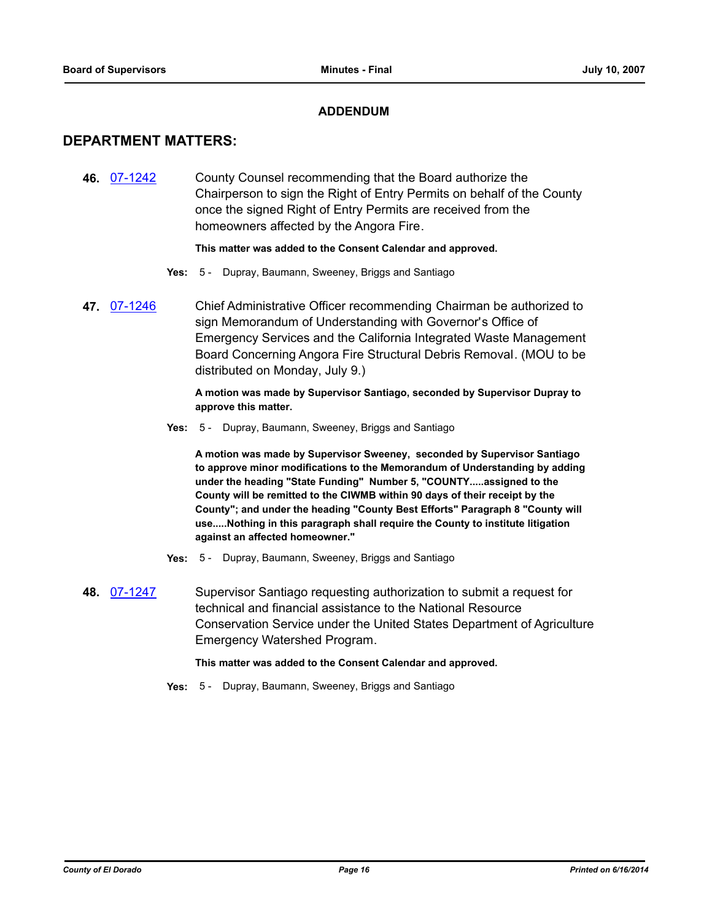## ADDENDUM

## DEPARTMENT MATTERS:

**46.** 07-1242 County Counsel recommending that the Board authorize the Chairperson to sign the Right of Entry Permits on behalf of the County once the signed Right of Entry Permits are received from the homeowners affected by the Angora Fire.

**This matter was added to the Consent Calendar and approved.**

**Yes:** 5 - Dupray, Baumann, Sweeney, Briggs and Santiago

**47.** 07-1246 Chief Administrative Officer recommending Chairman be authorized to sign Memorandum of Understanding with Governor's Office of Emergency Services and the California Integrated Waste Management Board Concerning Angora Fire Structural Debris Removal. (MOU to be distributed on Monday, July 9.)

**A motion was made by Supervisor Santiago, seconded by Supervisor Dupray to approve this matter.**

**Yes:** 5 - Dupray, Baumann, Sweeney, Briggs and Santiago

**A motion was made by Supervisor Sweeney, seconded by Supervisor Santiago to approve minor modifications to the Memorandum of Understanding by adding under the heading "State Funding" Number 5, "COUNTY.....assigned to the County will be remitted to the CIWMB within 90 days of their receipt by the County"; and under the heading "County Best Efforts" Paragraph 8 "County will use.....Nothing in this paragraph shall require the County to institute litigation against an affected homeowner."**

**Yes:** 5 - Dupray, Baumann, Sweeney, Briggs and Santiago

**48.** 07-1247 Supervisor Santiago requesting authorization to submit a request for technical and financial assistance to the National Resource Conservation Service under the United States Department of Agriculture Emergency Watershed Program.

**This matter was added to the Consent Calendar and approved.**

**Yes:** 5 - Dupray, Baumann, Sweeney, Briggs and Santiago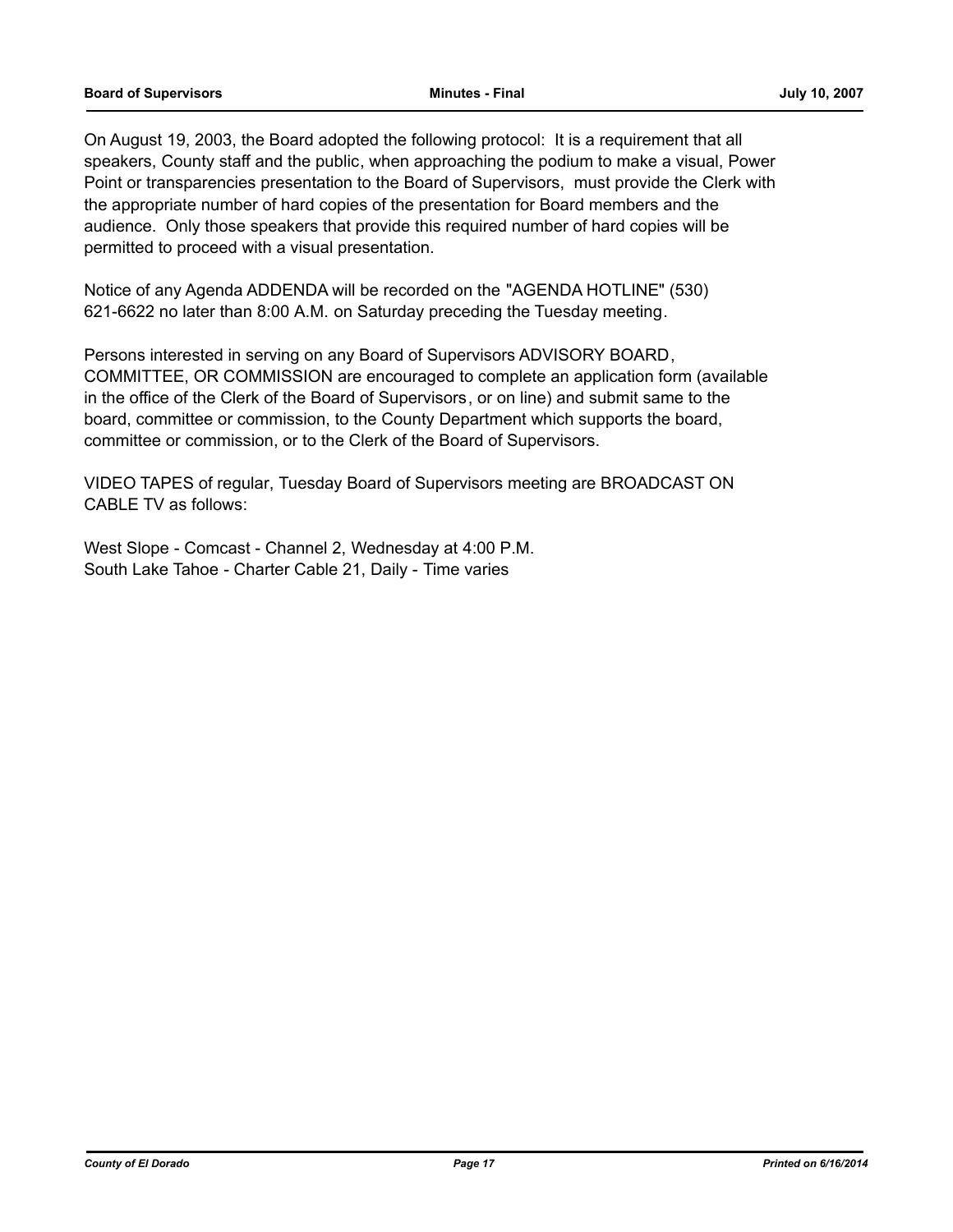On August 19, 2003, the Board adopted the following protocol: It is a requirement that all speakers, County staff and the public, when approaching the podium to make a visual, Power Point or transparencies presentation to the Board of Supervisors, must provide the Clerk with the appropriate number of hard copies of the presentation for Board members and the audience. Only those speakers that provide this required number of hard copies will be permitted to proceed with a visual presentation.

Notice of any Agenda ADDENDA will be recorded on the "AGENDA HOTLINE" (530) 621-6622 no later than 8:00 A.M. on Saturday preceding the Tuesday meeting.

Persons interested in serving on any Board of Supervisors ADVISORY BOARD, COMMITTEE, OR COMMISSION are encouraged to complete an application form (available in the office of the Clerk of the Board of Supervisors, or on line) and submit same to the board, committee or commission, to the County Department which supports the board, committee or commission, or to the Clerk of the Board of Supervisors.

VIDEO TAPES of regular, Tuesday Board of Supervisors meeting are BROADCAST ON CABLE TV as follows:

West Slope - Comcast - Channel 2, Wednesday at 4:00 P.M.
South Lake Tahoe - Charter Cable 21, Daily - Time varies